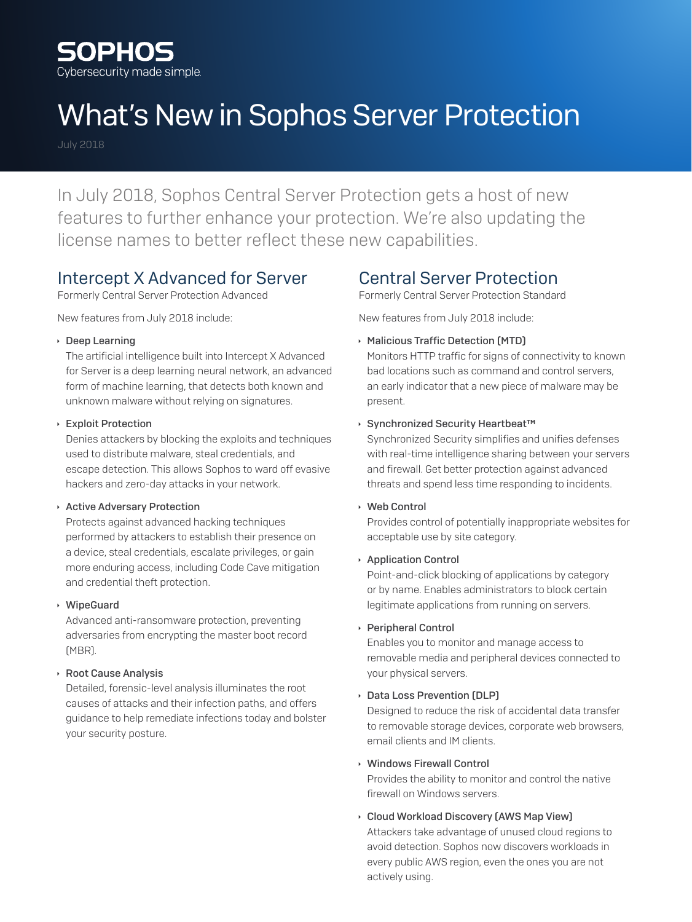SOPHOS

Cybersecurity made simple.

# What's New in Sophos Server Protection

July 2018

In July 2018, Sophos Central Server Protection gets a host of new features to further enhance your protection. We're also updating the license names to better reflect these new capabilities.

## Intercept X Advanced for Server

Formerly Central Server Protection Advanced

New features from July 2018 include:

- **Deep Learning**
  The artificial intelligence built into Intercept X Advanced for Server is a deep learning neural network, an advanced form of machine learning, that detects both known and unknown malware without relying on signatures.

- **Exploit Protection**
  Denies attackers by blocking the exploits and techniques used to distribute malware, steal credentials, and escape detection. This allows Sophos to ward off evasive hackers and zero-day attacks in your network.

- **Active Adversary Protection**
  Protects against advanced hacking techniques performed by attackers to establish their presence on a device, steal credentials, escalate privileges, or gain more enduring access, including Code Cave mitigation and credential theft protection.

- **WipeGuard**
  Advanced anti-ransomware protection, preventing adversaries from encrypting the master boot record (MBR).

- **Root Cause Analysis**
  Detailed, forensic-level analysis illuminates the root causes of attacks and their infection paths, and offers guidance to help remediate infections today and bolster your security posture.

## Central Server Protection

Formerly Central Server Protection Standard

New features from July 2018 include:

- **Malicious Traffic Detection (MTD)**
  Monitors HTTP traffic for signs of connectivity to known bad locations such as command and control servers, an early indicator that a new piece of malware may be present.

- **Synchronized Security Heartbeat™**
  Synchronized Security simplifies and unifies defenses with real-time intelligence sharing between your servers and firewall. Get better protection against advanced threats and spend less time responding to incidents.

- **Web Control**
  Provides control of potentially inappropriate websites for acceptable use by site category.

- **Application Control**
  Point-and-click blocking of applications by category or by name. Enables administrators to block certain legitimate applications from running on servers.

- **Peripheral Control**
  Enables you to monitor and manage access to removable media and peripheral devices connected to your physical servers.

- **Data Loss Prevention (DLP)**
  Designed to reduce the risk of accidental data transfer to removable storage devices, corporate web browsers, email clients and IM clients.

- **Windows Firewall Control**
  Provides the ability to monitor and control the native firewall on Windows servers.

- **Cloud Workload Discovery (AWS Map View)**
  Attackers take advantage of unused cloud regions to avoid detection. Sophos now discovers workloads in every public AWS region, even the ones you are not actively using.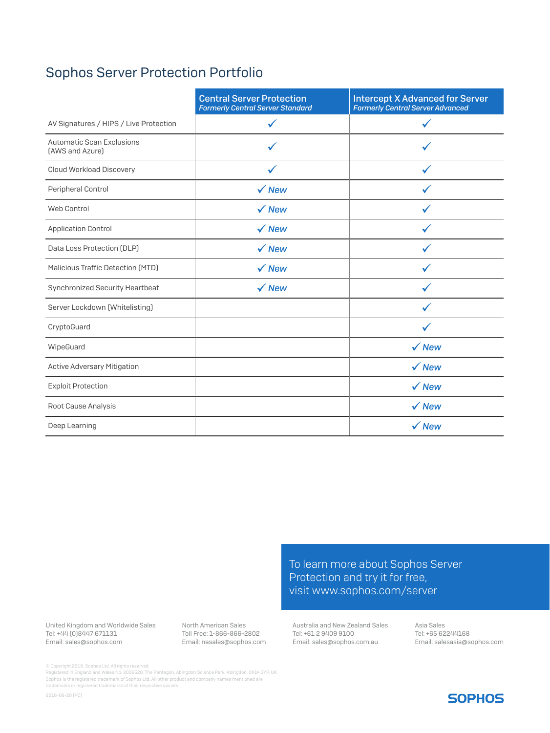## Sophos Server Protection Portfolio

| | Central Server Protection *Formerly Central Server Standard* | Intercept X Advanced for Server *Formerly Central Server Advanced* |
|---|---|---|
| AV Signatures / HIPS / Live Protection | ✓ | ✓ |
| Automatic Scan Exclusions (AWS and Azure) | ✓ | ✓ |
| Cloud Workload Discovery | ✓ | ✓ |
| Peripheral Control | ✓ *New* | ✓ |
| Web Control | ✓ *New* | ✓ |
| Application Control | ✓ *New* | ✓ |
| Data Loss Protection (DLP) | ✓ *New* | ✓ |
| Malicious Traffic Detection (MTD) | ✓ *New* | ✓ |
| Synchronized Security Heartbeat | ✓ *New* | ✓ |
| Server Lockdown (Whitelisting) | | ✓ |
| CryptoGuard | | ✓ |
| WipeGuard | | ✓ *New* |
| Active Adversary Mitigation | | ✓ *New* |
| Exploit Protection | | ✓ *New* |
| Root Cause Analysis | | ✓ *New* |
| Deep Learning | | ✓ *New* |

To learn more about Sophos Server Protection and try it for free, visit www.sophos.com/server

United Kingdom and Worldwide Sales
Tel: +44 (0)8447 671131
Email: sales@sophos.com

North American Sales
Toll Free: 1-866-866-2802
Email: nasales@sophos.com

Australia and New Zealand Sales
Tel: +61 2 9409 9100
Email: sales@sophos.com.au

Asia Sales
Tel: +65 62244168
Email: salesasia@sophos.com

© Copyright 2018. Sophos Ltd. All rights reserved.
Registered in England and Wales No. 2096520, The Pentagon, Abingdon Science Park, Abingdon, OX14 3YP, UK
Sophos is the registered trademark of Sophos Ltd. All other product and company names mentioned are trademarks or registered trademarks of their respective owners.

2018-06-20 (PC)

SOPHOS